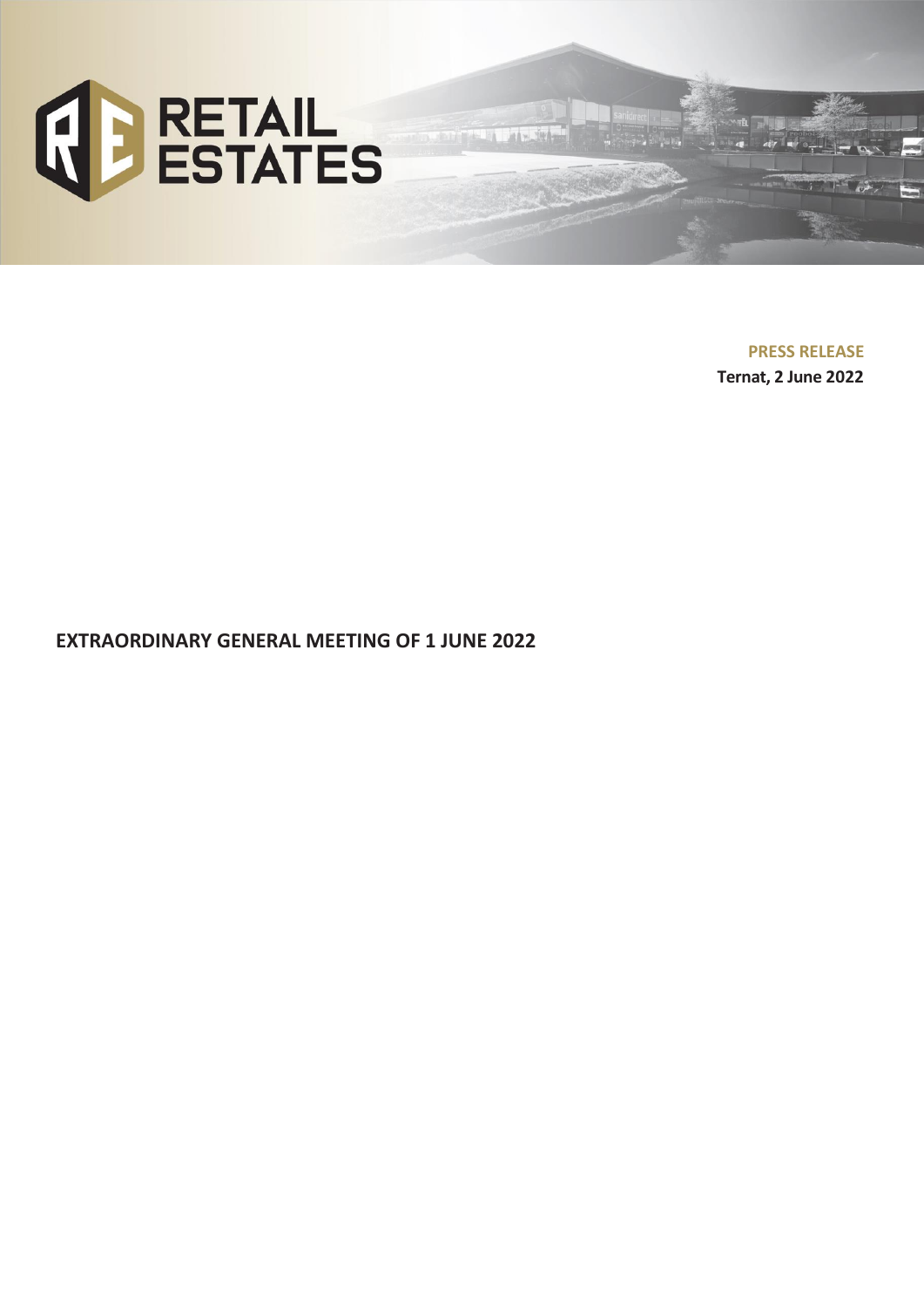**PRESS RELEASE**

**Ternat, 2 June 2022**

# EXTRAORDINARY GENERAL MEETING OF 1 JUNE 2022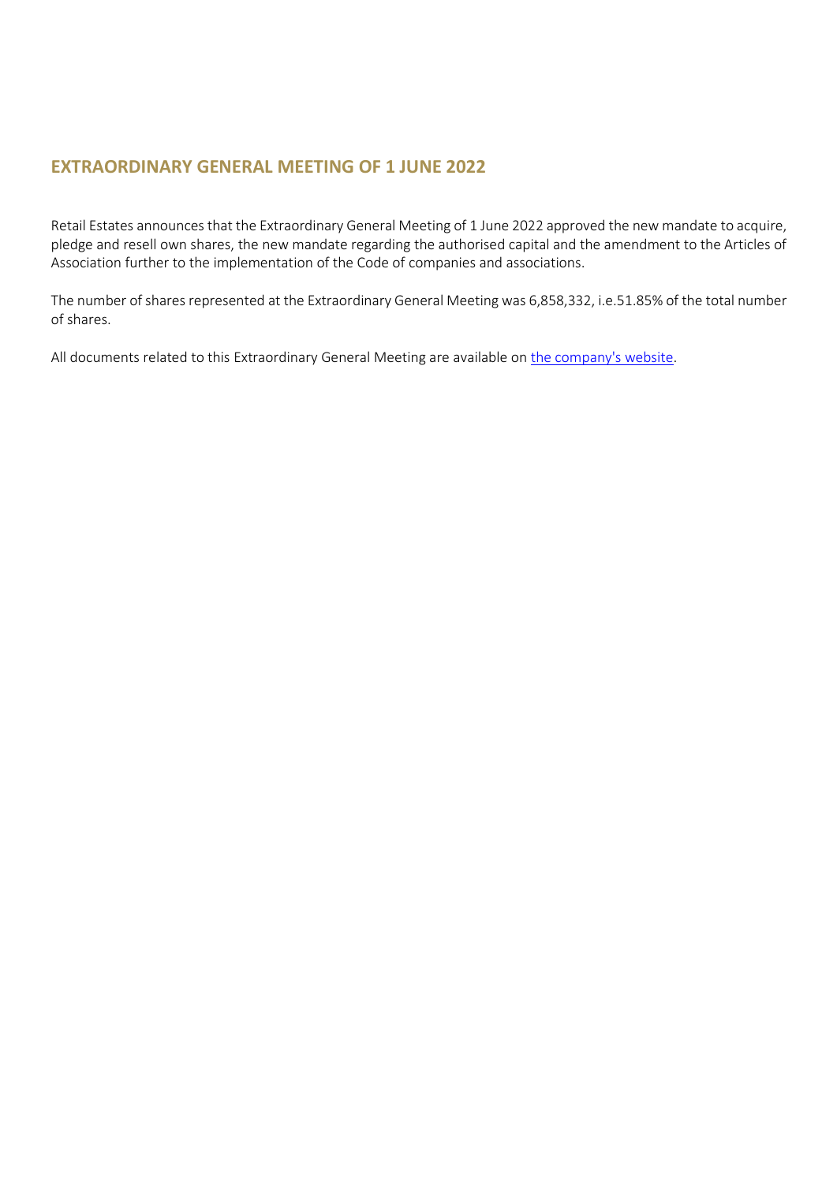## EXTRAORDINARY GENERAL MEETING OF 1 JUNE 2022

Retail Estates announces that the Extraordinary General Meeting of 1 June 2022 approved the new mandate to acquire, pledge and resell own shares, the new mandate regarding the authorised capital and the amendment to the Articles of Association further to the implementation of the Code of companies and associations.

The number of shares represented at the Extraordinary General Meeting was 6,858,332, i.e.51.85% of the total number of shares.

All documents related to this Extraordinary General Meeting are available on the company's website.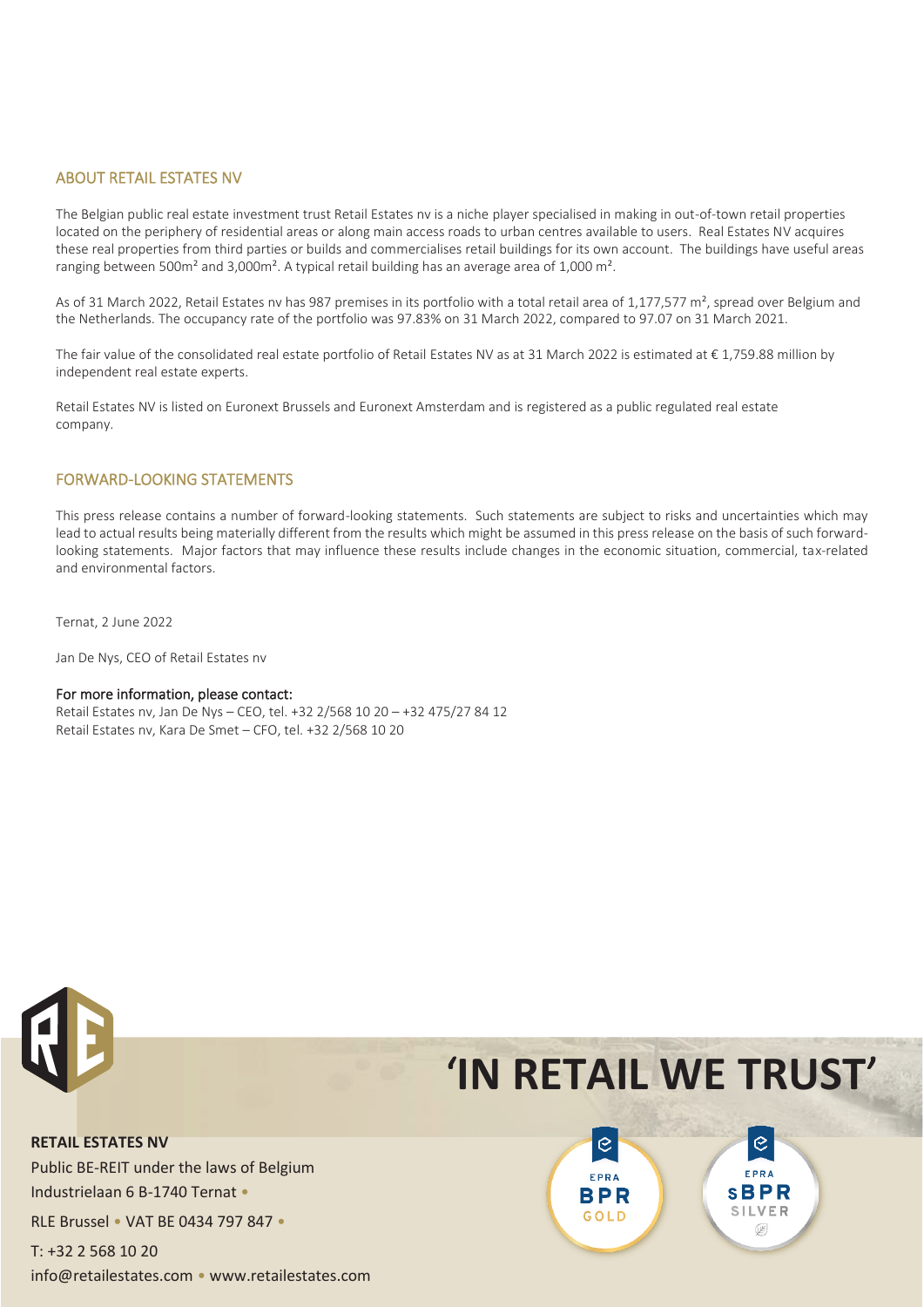## ABOUT RETAIL ESTATES NV

The Belgian public real estate investment trust Retail Estates nv is a niche player specialised in making in out-of-town retail properties located on the periphery of residential areas or along main access roads to urban centres available to users. Real Estates NV acquires these real properties from third parties or builds and commercialises retail buildings for its own account. The buildings have useful areas ranging between 500m² and 3,000m². A typical retail building has an average area of 1,000 m².

As of 31 March 2022, Retail Estates nv has 987 premises in its portfolio with a total retail area of 1,177,577 m², spread over Belgium and the Netherlands. The occupancy rate of the portfolio was 97.83% on 31 March 2022, compared to 97.07 on 31 March 2021.

The fair value of the consolidated real estate portfolio of Retail Estates NV as at 31 March 2022 is estimated at € 1,759.88 million by independent real estate experts.

Retail Estates NV is listed on Euronext Brussels and Euronext Amsterdam and is registered as a public regulated real estate company.

## FORWARD-LOOKING STATEMENTS

This press release contains a number of forward-looking statements. Such statements are subject to risks and uncertainties which may lead to actual results being materially different from the results which might be assumed in this press release on the basis of such forward-looking statements. Major factors that may influence these results include changes in the economic situation, commercial, tax-related and environmental factors.

Ternat, 2 June 2022

Jan De Nys, CEO of Retail Estates nv

**For more information, please contact:**
Retail Estates nv, Jan De Nys – CEO, tel. +32 2/568 10 20 – +32 475/27 84 12
Retail Estates nv, Kara De Smet – CFO, tel. +32 2/568 10 20

**'IN RETAIL WE TRUST'**

**RETAIL ESTATES NV**
Public BE-REIT under the laws of Belgium
Industrielaan 6 B-1740 Ternat •
RLE Brussel • VAT BE 0434 797 847 •
T: +32 2 568 10 20
info@retailestates.com • www.retailestates.com

EPRA BPR GOLD

EPRA sBPR SILVER